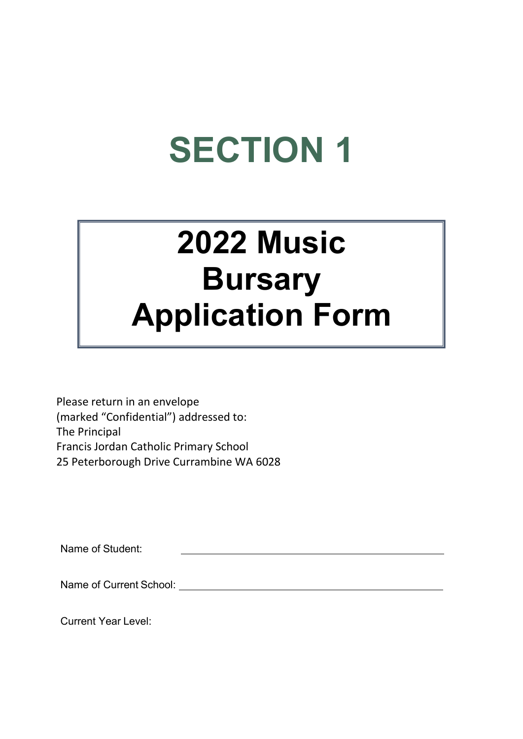# SECTION 1

# 2022 Music Bursary Application Form

Please return in an envelope
(marked "Confidential") addressed to:
The Principal
Francis Jordan Catholic Primary School
25 Peterborough Drive Currambine WA 6028

Name of Student: ______________________________

Name of Current School: ______________________________

Current Year Level: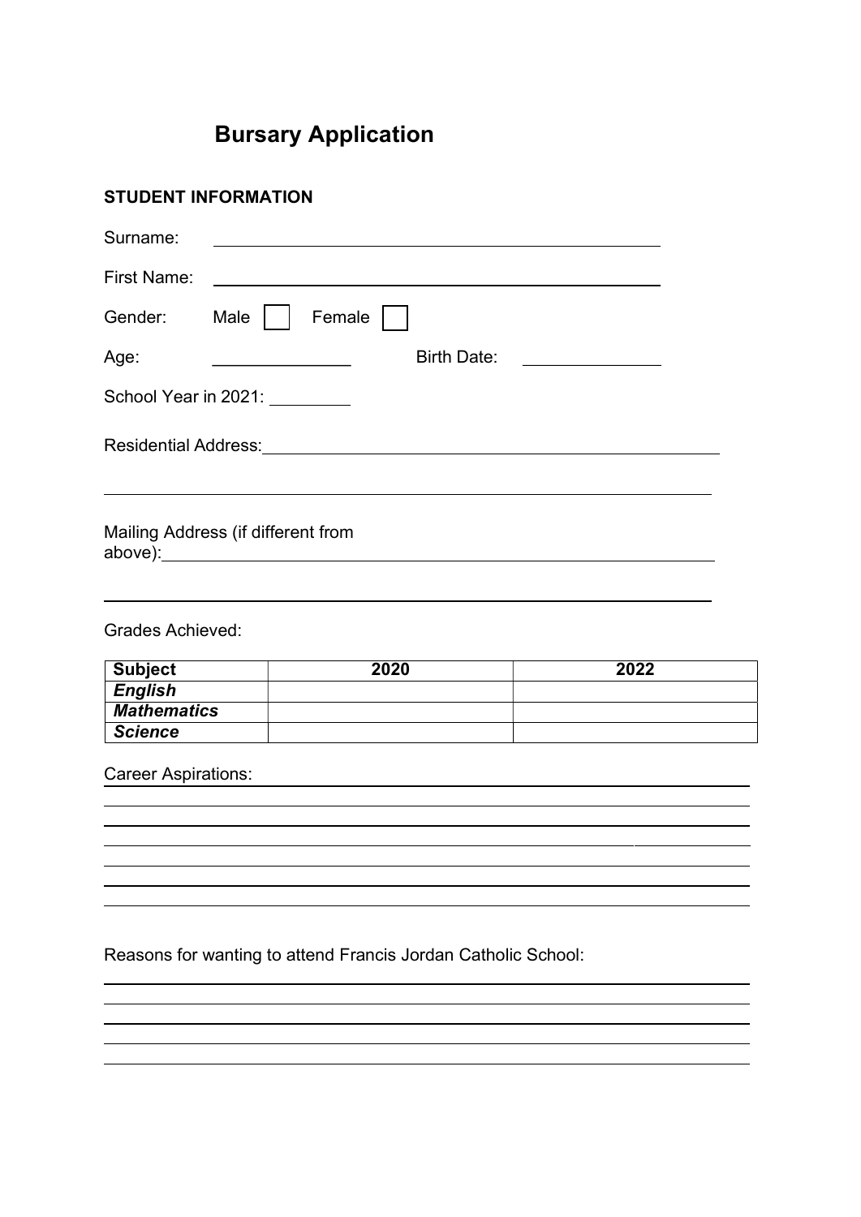# Bursary Application

**STUDENT INFORMATION**

Surname: ______________________________

First Name: ______________________________

Gender: Male ☐ Female ☐

Age: ____________ Birth Date: ____________

School Year in 2021: ________

Residential Address: ______________________________

______________________________

Mailing Address (if different from above): ______________________________

______________________________

Grades Achieved:

| Subject | 2020 | 2022 |
|---|---|---|
| ***English*** | | |
| ***Mathematics*** | | |
| ***Science*** | | |

Career Aspirations: ______________________________

______________________________

______________________________

______________________________

______________________________

______________________________

______________________________

Reasons for wanting to attend Francis Jordan Catholic School:

______________________________

______________________________

______________________________

______________________________

______________________________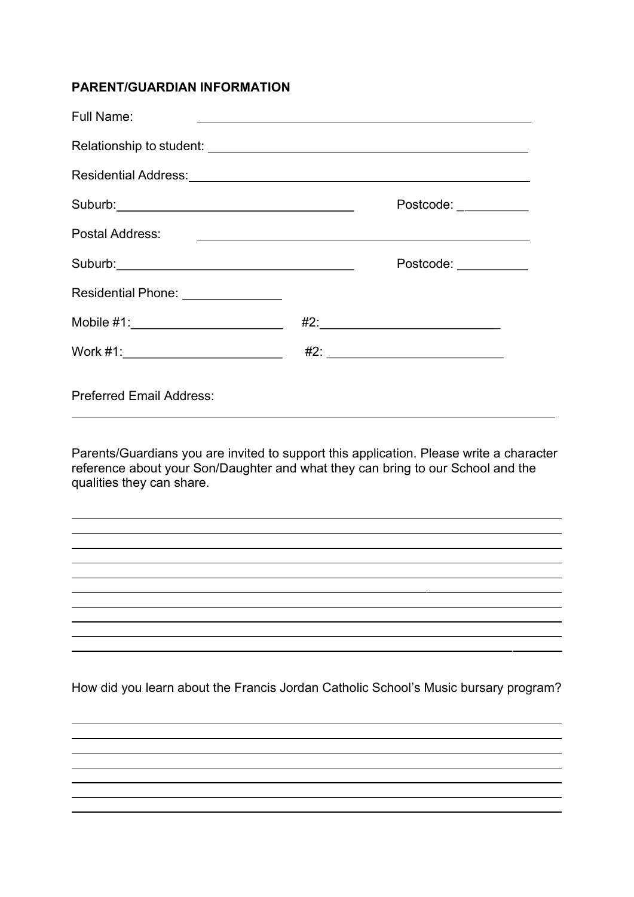**PARENT/GUARDIAN INFORMATION**

Full Name: ______________________________________________

Relationship to student: ______________________________________________

Residential Address: ______________________________________________

Suburb: ______________________________ Postcode: __________

Postal Address: ______________________________________________

Suburb: ______________________________ Postcode: __________

Residential Phone: ______________

Mobile #1: ____________________ #2: ________________________

Work #1: ____________________ #2: ________________________

Preferred Email Address:

______________________________________________________________

Parents/Guardians you are invited to support this application. Please write a character reference about your Son/Daughter and what they can bring to our School and the qualities they can share.

______________________________________________________________
______________________________________________________________
______________________________________________________________
______________________________________________________________
______________________________________________________________
______________________________________________________________
______________________________________________________________
______________________________________________________________
______________________________________________________________
______________________________________________________________

How did you learn about the Francis Jordan Catholic School's Music bursary program?

______________________________________________________________
______________________________________________________________
______________________________________________________________
______________________________________________________________
______________________________________________________________
______________________________________________________________
______________________________________________________________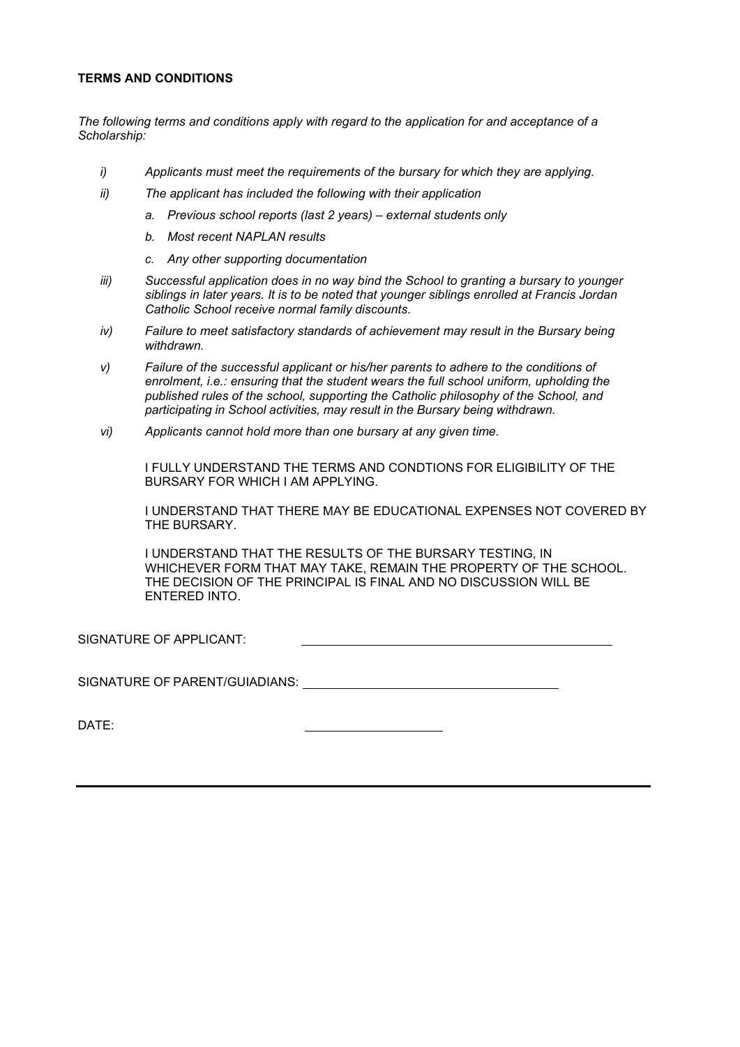**TERMS AND CONDITIONS**

*The following terms and conditions apply with regard to the application for and acceptance of a Scholarship:*

- *i) Applicants must meet the requirements of the bursary for which they are applying.*
- *ii) The applicant has included the following with their application*
  - *a. Previous school reports (last 2 years) – external students only*
  - *b. Most recent NAPLAN results*
  - *c. Any other supporting documentation*
- *iii) Successful application does in no way bind the School to granting a bursary to younger siblings in later years. It is to be noted that younger siblings enrolled at Francis Jordan Catholic School receive normal family discounts.*
- *iv) Failure to meet satisfactory standards of achievement may result in the Bursary being withdrawn.*
- *v) Failure of the successful applicant or his/her parents to adhere to the conditions of enrolment, i.e.: ensuring that the student wears the full school uniform, upholding the published rules of the school, supporting the Catholic philosophy of the School, and participating in School activities, may result in the Bursary being withdrawn.*
- *vi) Applicants cannot hold more than one bursary at any given time.*

I FULLY UNDERSTAND THE TERMS AND CONDTIONS FOR ELIGIBILITY OF THE BURSARY FOR WHICH I AM APPLYING.

I UNDERSTAND THAT THERE MAY BE EDUCATIONAL EXPENSES NOT COVERED BY THE BURSARY.

I UNDERSTAND THAT THE RESULTS OF THE BURSARY TESTING, IN WHICHEVER FORM THAT MAY TAKE, REMAIN THE PROPERTY OF THE SCHOOL. THE DECISION OF THE PRINCIPAL IS FINAL AND NO DISCUSSION WILL BE ENTERED INTO.

SIGNATURE OF APPLICANT: ______________________________

SIGNATURE OF PARENT/GUIADIANS: ______________________________

DATE: ____________________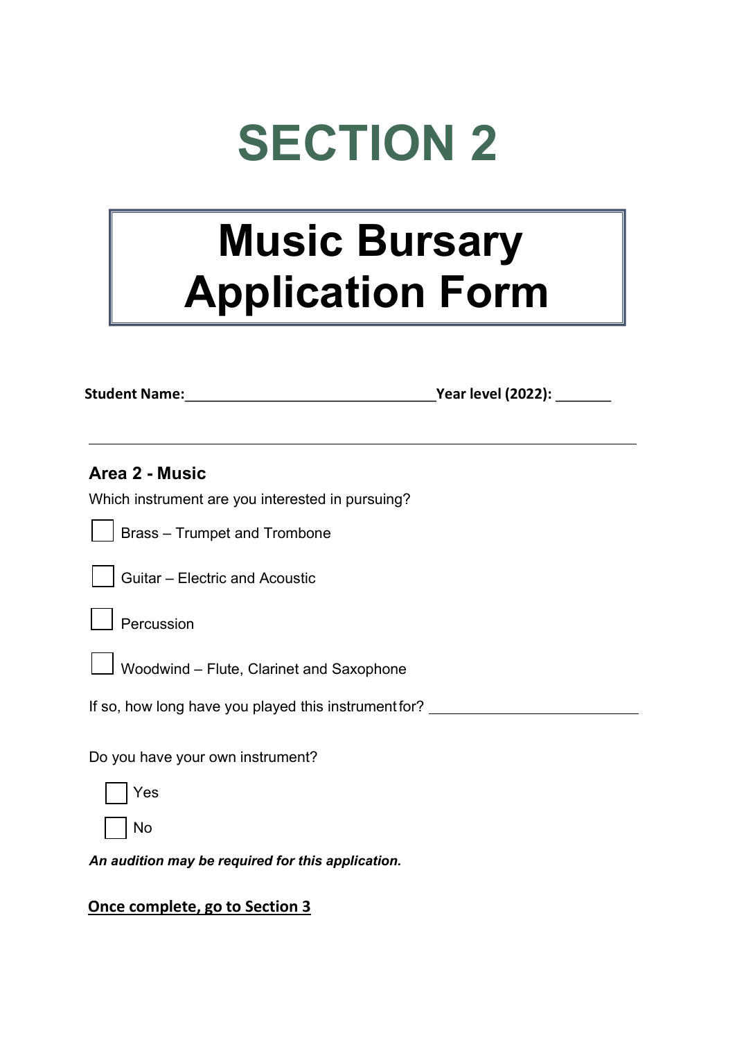# SECTION 2

# Music Bursary Application Form

**Student Name:**\_\_\_\_\_\_\_\_\_\_\_\_\_\_\_\_\_\_\_\_\_\_\_\_\_\_\_\_\_\_\_\_ **Year level (2022):** \_\_\_\_\_\_\_

---

### Area 2 - Music

Which instrument are you interested in pursuing?

- ☐ Brass – Trumpet and Trombone
- ☐ Guitar – Electric and Acoustic
- ☐ Percussion
- ☐ Woodwind – Flute, Clarinet and Saxophone

If so, how long have you played this instrument for? \_\_\_\_\_\_\_\_\_\_\_\_\_\_\_\_\_\_\_\_\_\_\_\_\_\_

Do you have your own instrument?

- ☐ Yes
- ☐ No

***An audition may be required for this application.***

**<u>Once complete, go to Section 3</u>**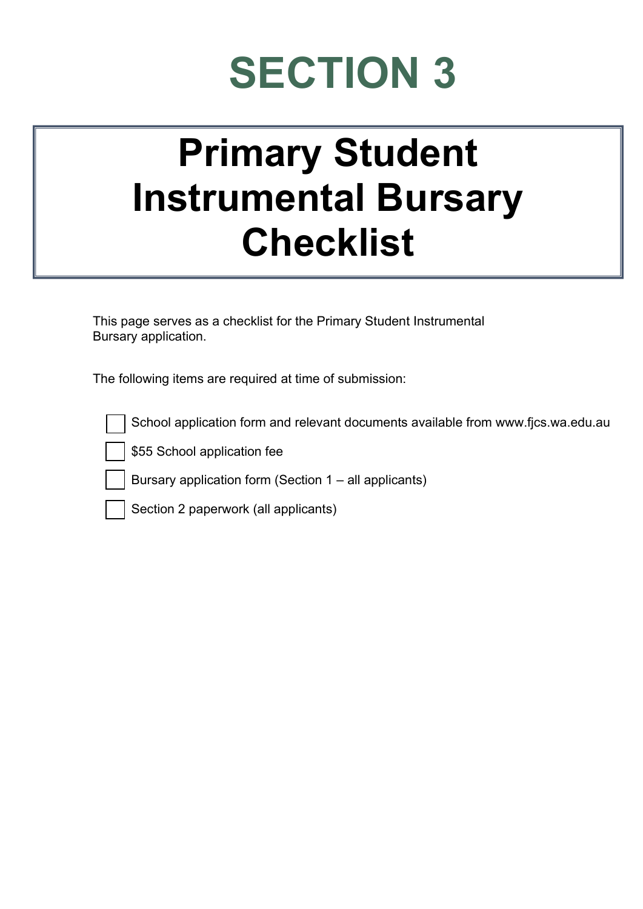# SECTION 3

## Primary Student Instrumental Bursary Checklist

This page serves as a checklist for the Primary Student Instrumental Bursary application.

The following items are required at time of submission:

- [ ] School application form and relevant documents available from www.fjcs.wa.edu.au
- [ ] $55 School application fee
- [ ] Bursary application form (Section 1 – all applicants)
- [ ] Section 2 paperwork (all applicants)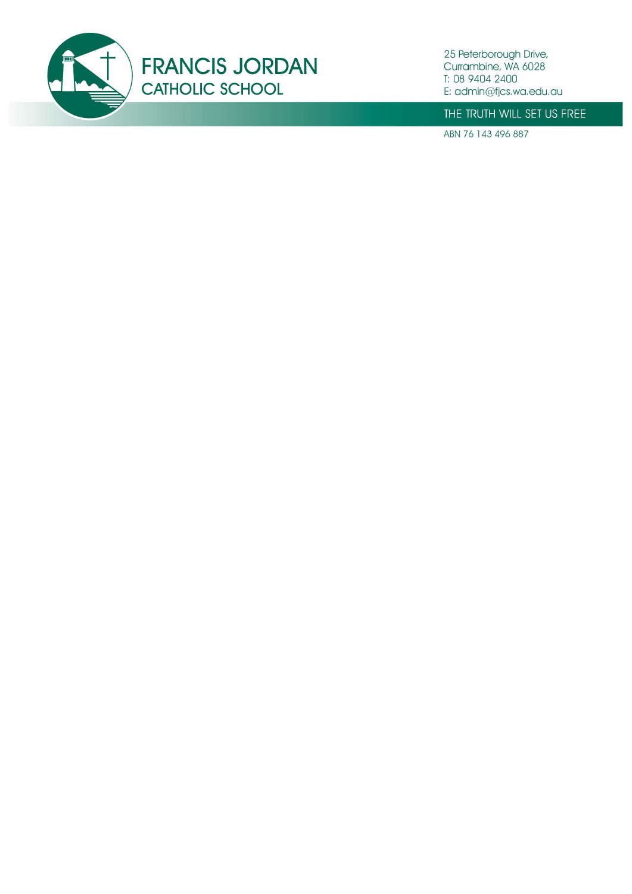# FRANCIS JORDAN
## CATHOLIC SCHOOL

25 Peterborough Drive,
Currambine, WA 6028
T: 08 9404 2400
E: admin@fjcs.wa.edu.au

THE TRUTH WILL SET US FREE

ABN 76 143 496 887